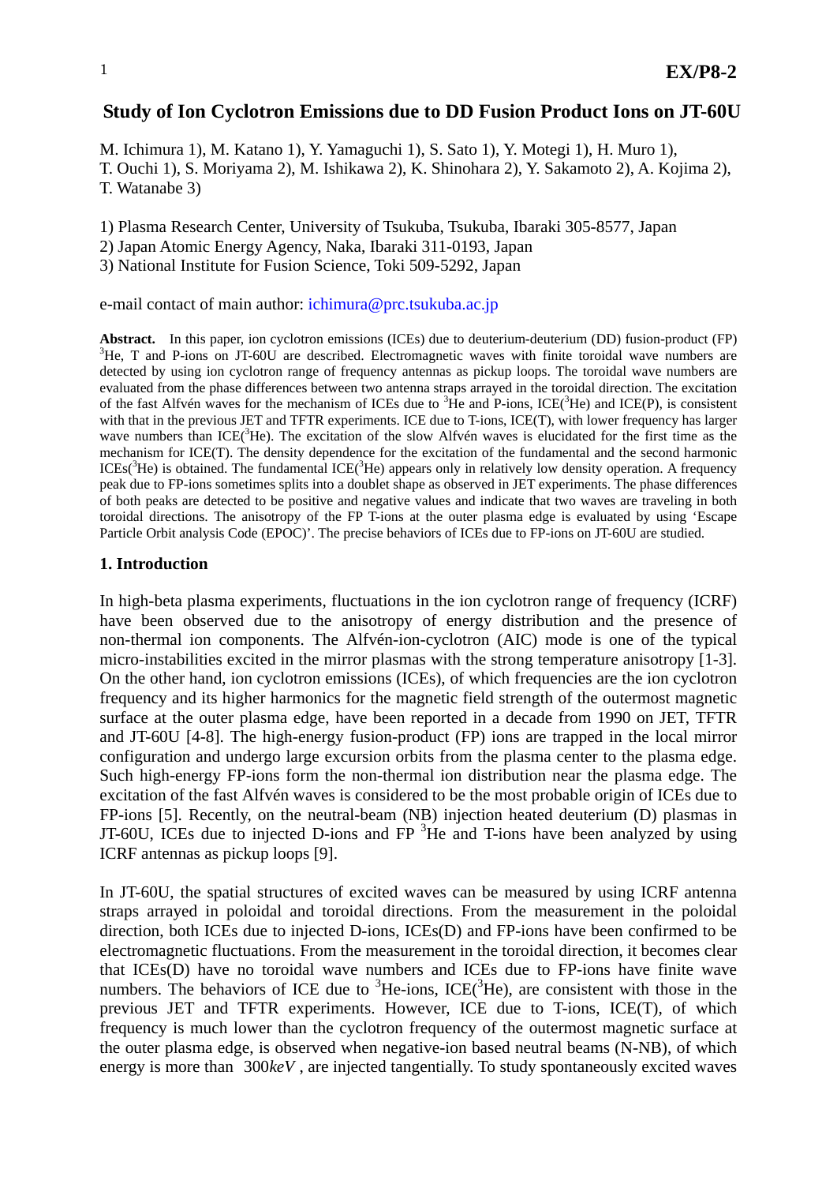# Study of Ion Cyclotron Emissions due to DD Fusion Product Ions on JT-60U

M. Ichimura 1), M. Katano 1), Y. Yamaguchi 1), S. Sato 1), Y. Motegi 1), H. Muro 1), T. Ouchi 1), S. Moriyama 2), M. Ishikawa 2), K. Shinohara 2), Y. Sakamoto 2), A. Kojima 2), T. Watanabe 3)

1) Plasma Research Center, University of Tsukuba, Tsukuba, Ibaraki 305-8577, Japan
2) Japan Atomic Energy Agency, Naka, Ibaraki 311-0193, Japan
3) National Institute for Fusion Science, Toki 509-5292, Japan

e-mail contact of main author: ichimura@prc.tsukuba.ac.jp

**Abstract.** In this paper, ion cyclotron emissions (ICEs) due to deuterium-deuterium (DD) fusion-product (FP) $^3$He, T and P-ions on JT-60U are described. Electromagnetic waves with finite toroidal wave numbers are detected by using ion cyclotron range of frequency antennas as pickup loops. The toroidal wave numbers are evaluated from the phase differences between two antenna straps arrayed in the toroidal direction. The excitation of the fast Alfvén waves for the mechanism of ICEs due to $^3$He and P-ions, ICE($^3$He) and ICE(P), is consistent with that in the previous JET and TFTR experiments. ICE due to T-ions, ICE(T), with lower frequency has larger wave numbers than ICE($^3$He). The excitation of the slow Alfvén waves is elucidated for the first time as the mechanism for ICE(T). The density dependence for the excitation of the fundamental and the second harmonic ICEs($^3$He) is obtained. The fundamental ICE($^3$He) appears only in relatively low density operation. A frequency peak due to FP-ions sometimes splits into a doublet shape as observed in JET experiments. The phase differences of both peaks are detected to be positive and negative values and indicate that two waves are traveling in both toroidal directions. The anisotropy of the FP T-ions at the outer plasma edge is evaluated by using 'Escape Particle Orbit analysis Code (EPOC)'. The precise behaviors of ICEs due to FP-ions on JT-60U are studied.

## 1. Introduction

In high-beta plasma experiments, fluctuations in the ion cyclotron range of frequency (ICRF) have been observed due to the anisotropy of energy distribution and the presence of non-thermal ion components. The Alfvén-ion-cyclotron (AIC) mode is one of the typical micro-instabilities excited in the mirror plasmas with the strong temperature anisotropy [1-3]. On the other hand, ion cyclotron emissions (ICEs), of which frequencies are the ion cyclotron frequency and its higher harmonics for the magnetic field strength of the outermost magnetic surface at the outer plasma edge, have been reported in a decade from 1990 on JET, TFTR and JT-60U [4-8]. The high-energy fusion-product (FP) ions are trapped in the local mirror configuration and undergo large excursion orbits from the plasma center to the plasma edge. Such high-energy FP-ions form the non-thermal ion distribution near the plasma edge. The excitation of the fast Alfvén waves is considered to be the most probable origin of ICEs due to FP-ions [5]. Recently, on the neutral-beam (NB) injection heated deuterium (D) plasmas in JT-60U, ICEs due to injected D-ions and FP $^3$He and T-ions have been analyzed by using ICRF antennas as pickup loops [9].

In JT-60U, the spatial structures of excited waves can be measured by using ICRF antenna straps arrayed in poloidal and toroidal directions. From the measurement in the poloidal direction, both ICEs due to injected D-ions, ICEs(D) and FP-ions have been confirmed to be electromagnetic fluctuations. From the measurement in the toroidal direction, it becomes clear that ICEs(D) have no toroidal wave numbers and ICEs due to FP-ions have finite wave numbers. The behaviors of ICE due to $^3$He-ions, ICE($^3$He), are consistent with those in the previous JET and TFTR experiments. However, ICE due to T-ions, ICE(T), of which frequency is much lower than the cyclotron frequency of the outermost magnetic surface at the outer plasma edge, is observed when negative-ion based neutral beams (N-NB), of which energy is more than $300keV$, are injected tangentially. To study spontaneously excited waves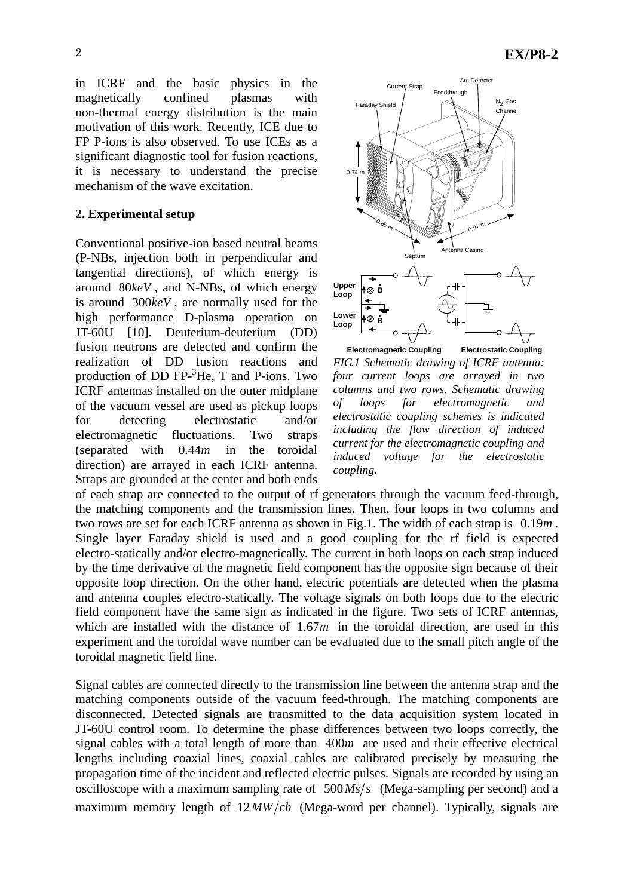in ICRF and the basic physics in the magnetically confined plasmas with non-thermal energy distribution is the main motivation of this work. Recently, ICE due to FP P-ions is also observed. To use ICEs as a significant diagnostic tool for fusion reactions, it is necessary to understand the precise mechanism of the wave excitation.

## 2. Experimental setup

Conventional positive-ion based neutral beams (P-NBs, injection both in perpendicular and tangential directions), of which energy is around $80keV$, and N-NBs, of which energy is around $300keV$, are normally used for the high performance D-plasma operation on JT-60U [10]. Deuterium-deuterium (DD) fusion neutrons are detected and confirm the realization of DD fusion reactions and production of DD FP-$^3$He, T and P-ions. Two ICRF antennas installed on the outer midplane of the vacuum vessel are used as pickup loops for detecting electrostatic and/or electromagnetic fluctuations. Two straps (separated with $0.44m$ in the toroidal direction) are arrayed in each ICRF antenna. Straps are grounded at the center and both ends of each strap are connected to the output of rf generators through the vacuum feed-through, the matching components and the transmission lines. Then, four loops in two columns and two rows are set for each ICRF antenna as shown in Fig.1. The width of each strap is $0.19m$. Single layer Faraday shield is used and a good coupling for the rf field is expected electro-statically and/or electro-magnetically. The current in both loops on each strap induced by the time derivative of the magnetic field component has the opposite sign because of their opposite loop direction. On the other hand, electric potentials are detected when the plasma and antenna couples electro-statically. The voltage signals on both loops due to the electric field component have the same sign as indicated in the figure. Two sets of ICRF antennas, which are installed with the distance of $1.67m$ in the toroidal direction, are used in this experiment and the toroidal wave number can be evaluated due to the small pitch angle of the toroidal magnetic field line.

*FIG.1 Schematic drawing of ICRF antenna: four current loops are arrayed in two columns and two rows. Schematic drawing of loops for electromagnetic and electrostatic coupling schemes is indicated including the flow direction of induced current for the electromagnetic coupling and induced voltage for the electrostatic coupling.*

Signal cables are connected directly to the transmission line between the antenna strap and the matching components outside of the vacuum feed-through. The matching components are disconnected. Detected signals are transmitted to the data acquisition system located in JT-60U control room. To determine the phase differences between two loops correctly, the signal cables with a total length of more than $400m$ are used and their effective electrical lengths including coaxial lines, coaxial cables are calibrated precisely by measuring the propagation time of the incident and reflected electric pulses. Signals are recorded by using an oscilloscope with a maximum sampling rate of $500\,Ms/s$ (Mega-sampling per second) and a maximum memory length of $12\,MW/ch$ (Mega-word per channel). Typically, signals are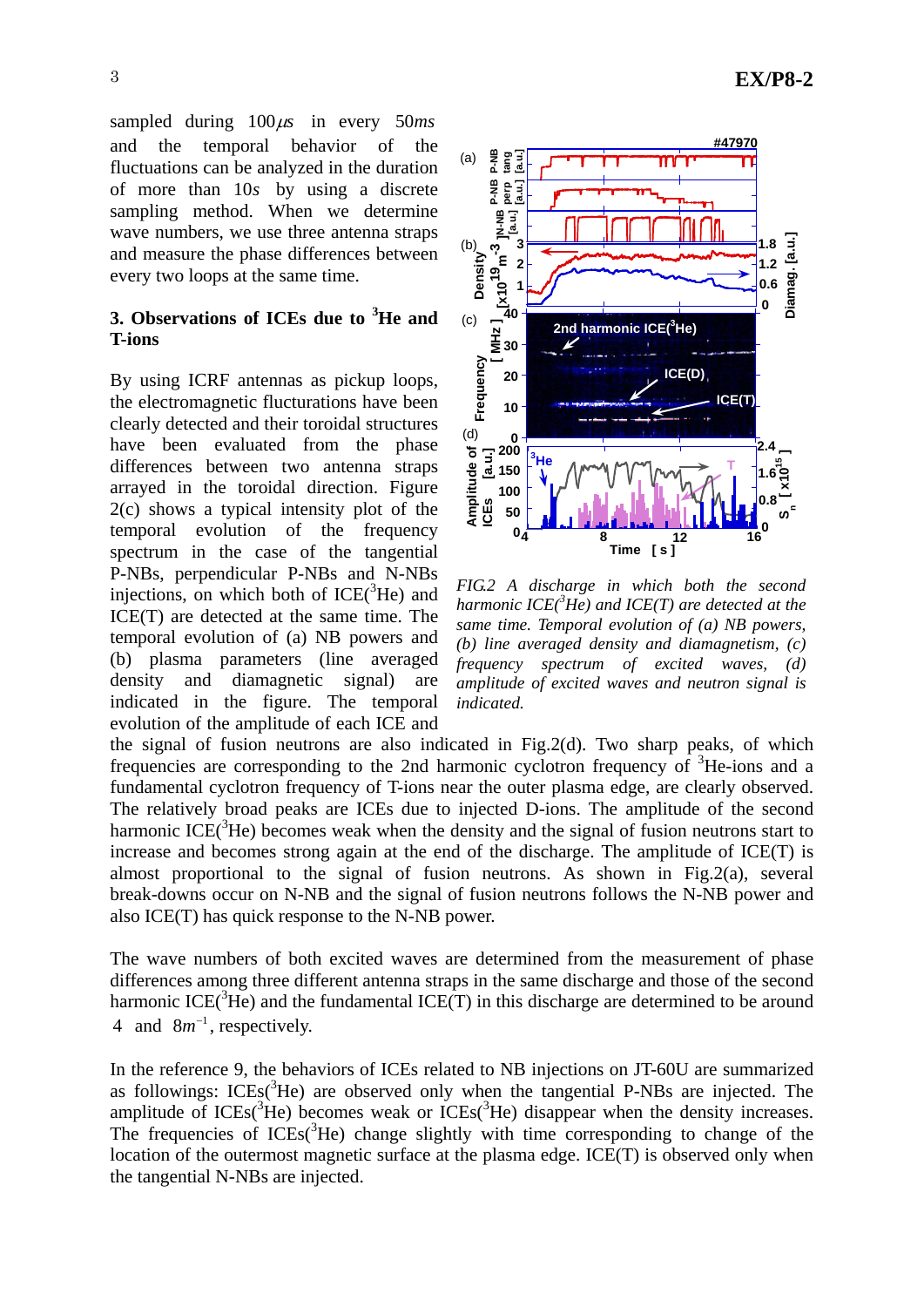sampled during 100$\mu s$ in every 50$ms$ and the temporal behavior of the fluctuations can be analyzed in the duration of more than 10$s$ by using a discrete sampling method. When we determine wave numbers, we use three antenna straps and measure the phase differences between every two loops at the same time.

## 3. Observations of ICEs due to $^3$He and T-ions

By using ICRF antennas as pickup loops, the electromagnetic flucturations have been clearly detected and their toroidal structures have been evaluated from the phase differences between two antenna straps arrayed in the toroidal direction. Figure 2(c) shows a typical intensity plot of the temporal evolution of the frequency spectrum in the case of the tangential P-NBs, perpendicular P-NBs and N-NBs injections, on which both of ICE($^3$He) and ICE(T) are detected at the same time. The temporal evolution of (a) NB powers and (b) plasma parameters (line averaged density and diamagnetic signal) are indicated in the figure. The temporal evolution of the amplitude of each ICE and the signal of fusion neutrons are also indicated in Fig.2(d). Two sharp peaks, of which frequencies are corresponding to the 2nd harmonic cyclotron frequency of $^3$He-ions and a fundamental cyclotron frequency of T-ions near the outer plasma edge, are clearly observed. The relatively broad peaks are ICEs due to injected D-ions. The amplitude of the second harmonic ICE($^3$He) becomes weak when the density and the signal of fusion neutrons start to increase and becomes strong again at the end of the discharge. The amplitude of ICE(T) is almost proportional to the signal of fusion neutrons. As shown in Fig.2(a), several break-downs occur on N-NB and the signal of fusion neutrons follows the N-NB power and also ICE(T) has quick response to the N-NB power.

*FIG.2 A discharge in which both the second harmonic ICE($^3$He) and ICE(T) are detected at the same time. Temporal evolution of (a) NB powers, (b) line averaged density and diamagnetism, (c) frequency spectrum of excited waves, (d) amplitude of excited waves and neutron signal is indicated.*

The wave numbers of both excited waves are determined from the measurement of phase differences among three different antenna straps in the same discharge and those of the second harmonic ICE($^3$He) and the fundamental ICE(T) in this discharge are determined to be around 4 and $8m^{-1}$, respectively.

In the reference 9, the behaviors of ICEs related to NB injections on JT-60U are summarized as followings: ICEs($^3$He) are observed only when the tangential P-NBs are injected. The amplitude of ICEs($^3$He) becomes weak or ICEs($^3$He) disappear when the density increases. The frequencies of ICEs($^3$He) change slightly with time corresponding to change of the location of the outermost magnetic surface at the plasma edge. ICE(T) is observed only when the tangential N-NBs are injected.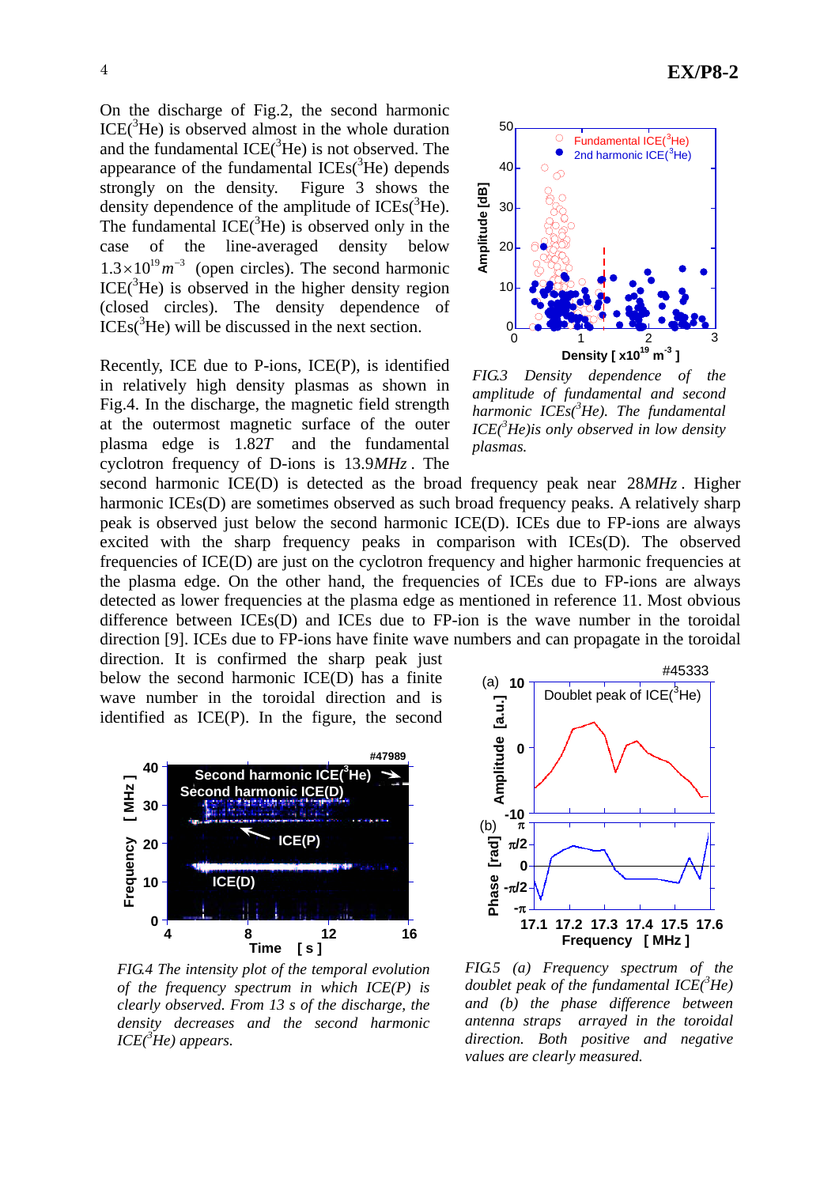On the discharge of Fig.2, the second harmonic ICE($^3$He) is observed almost in the whole duration and the fundamental ICE($^3$He) is not observed. The appearance of the fundamental ICEs($^3$He) depends strongly on the density. Figure 3 shows the density dependence of the amplitude of ICEs($^3$He). The fundamental ICE($^3$He) is observed only in the case of the line-averaged density below $1.3\times10^{19}m^{-3}$ (open circles). The second harmonic ICE($^3$He) is observed in the higher density region (closed circles). The density dependence of ICEs($^3$He) will be discussed in the next section.

*FIG.3 Density dependence of the amplitude of fundamental and second harmonic ICEs($^3$He). The fundamental ICE($^3$He) is only observed in low density plasmas.*

Recently, ICE due to P-ions, ICE(P), is identified in relatively high density plasmas as shown in Fig.4. In the discharge, the magnetic field strength at the outermost magnetic surface of the outer plasma edge is 1.82$T$ and the fundamental cyclotron frequency of D-ions is 13.9$MHz$. The second harmonic ICE(D) is detected as the broad frequency peak near 28$MHz$. Higher harmonic ICEs(D) are sometimes observed as such broad frequency peaks. A relatively sharp peak is observed just below the second harmonic ICE(D). ICEs due to FP-ions are always excited with the sharp frequency peaks in comparison with ICEs(D). The observed frequencies of ICE(D) are just on the cyclotron frequency and higher harmonic frequencies at the plasma edge. On the other hand, the frequencies of ICEs due to FP-ions are always detected as lower frequencies at the plasma edge as mentioned in reference 11. Most obvious difference between ICEs(D) and ICEs due to FP-ion is the wave number in the toroidal direction [9]. ICEs due to FP-ions have finite wave numbers and can propagate in the toroidal direction. It is confirmed the sharp peak just below the second harmonic ICE(D) has a finite wave number in the toroidal direction and is identified as ICE(P). In the figure, the second

*FIG.4 The intensity plot of the temporal evolution of the frequency spectrum in which ICE(P) is clearly observed. From 13 s of the discharge, the density decreases and the second harmonic ICE($^3$He) appears.*

*FIG.5 (a) Frequency spectrum of the doublet peak of the fundamental ICE($^3$He) and (b) the phase difference between antenna straps arrayed in the toroidal direction. Both positive and negative values are clearly measured.*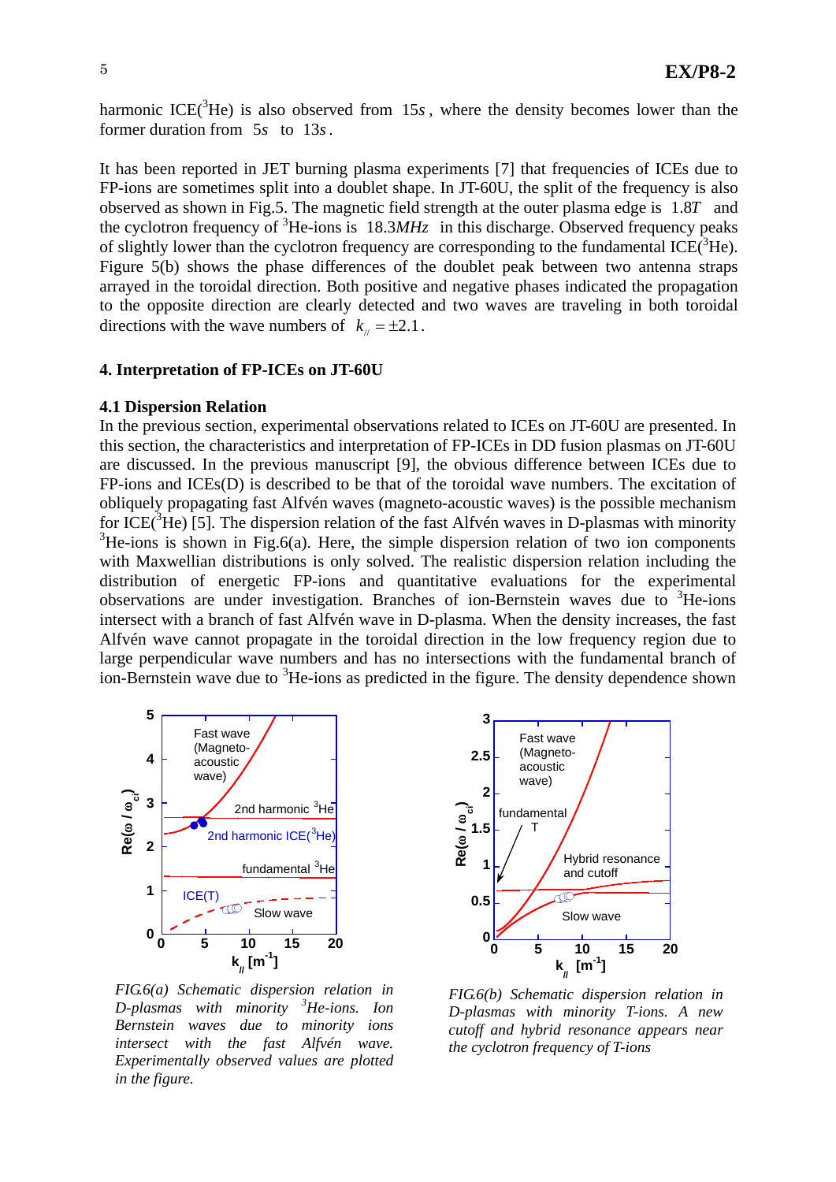harmonic ICE($^3$He) is also observed from 15$s$, where the density becomes lower than the former duration from 5$s$ to 13$s$.

It has been reported in JET burning plasma experiments [7] that frequencies of ICEs due to FP-ions are sometimes split into a doublet shape. In JT-60U, the split of the frequency is also observed as shown in Fig.5. The magnetic field strength at the outer plasma edge is 1.8$T$ and the cyclotron frequency of $^3$He-ions is 18.3$MHz$ in this discharge. Observed frequency peaks of slightly lower than the cyclotron frequency are corresponding to the fundamental ICE($^3$He). Figure 5(b) shows the phase differences of the doublet peak between two antenna straps arrayed in the toroidal direction. Both positive and negative phases indicated the propagation to the opposite direction are clearly detected and two waves are traveling in both toroidal directions with the wave numbers of $k_{//} = \pm 2.1$.

## 4. Interpretation of FP-ICEs on JT-60U

### 4.1 Dispersion Relation

In the previous section, experimental observations related to ICEs on JT-60U are presented. In this section, the characteristics and interpretation of FP-ICEs in DD fusion plasmas on JT-60U are discussed. In the previous manuscript [9], the obvious difference between ICEs due to FP-ions and ICEs(D) is described to be that of the toroidal wave numbers. The excitation of obliquely propagating fast Alfvén waves (magneto-acoustic waves) is the possible mechanism for ICE($^3$He) [5]. The dispersion relation of the fast Alfvén waves in D-plasmas with minority $^3$He-ions is shown in Fig.6(a). Here, the simple dispersion relation of two ion components with Maxwellian distributions is only solved. The realistic dispersion relation including the distribution of energetic FP-ions and quantitative evaluations for the experimental observations are under investigation. Branches of ion-Bernstein waves due to $^3$He-ions intersect with a branch of fast Alfvén wave in D-plasma. When the density increases, the fast Alfvén wave cannot propagate in the toroidal direction in the low frequency region due to large perpendicular wave numbers and has no intersections with the fundamental branch of ion-Bernstein wave due to $^3$He-ions as predicted in the figure. The density dependence shown

*FIG.6(a) Schematic dispersion relation in D-plasmas with minority $^3$He-ions. Ion Bernstein waves due to minority ions intersect with the fast Alfvén wave. Experimentally observed values are plotted in the figure.*

*FIG.6(b) Schematic dispersion relation in D-plasmas with minority T-ions. A new cutoff and hybrid resonance appears near the cyclotron frequency of T-ions*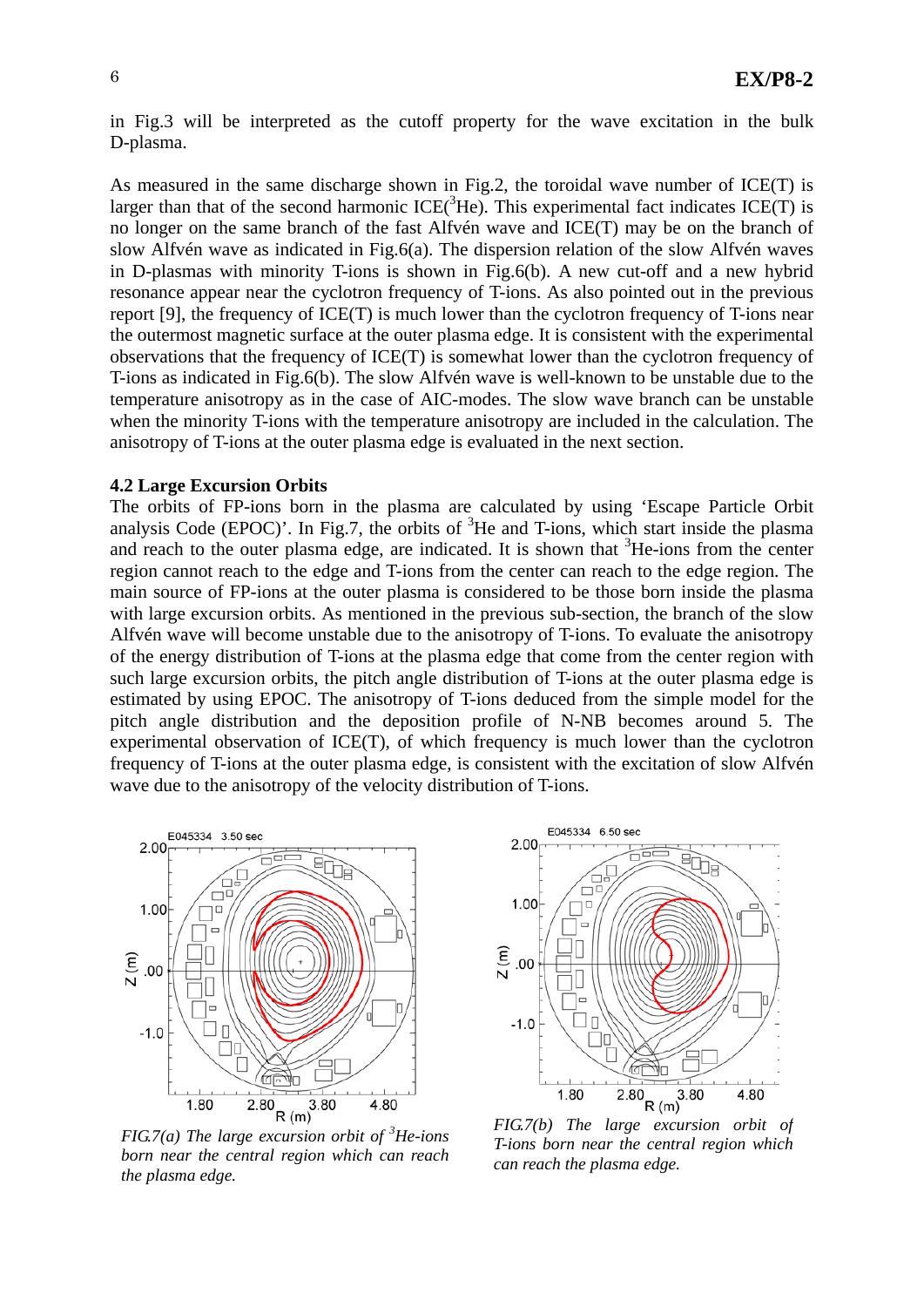in Fig.3 will be interpreted as the cutoff property for the wave excitation in the bulk D-plasma.

As measured in the same discharge shown in Fig.2, the toroidal wave number of ICE(T) is larger than that of the second harmonic ICE($^3$He). This experimental fact indicates ICE(T) is no longer on the same branch of the fast Alfvén wave and ICE(T) may be on the branch of slow Alfvén wave as indicated in Fig.6(a). The dispersion relation of the slow Alfvén waves in D-plasmas with minority T-ions is shown in Fig.6(b). A new cut-off and a new hybrid resonance appear near the cyclotron frequency of T-ions. As also pointed out in the previous report [9], the frequency of ICE(T) is much lower than the cyclotron frequency of T-ions near the outermost magnetic surface at the outer plasma edge. It is consistent with the experimental observations that the frequency of ICE(T) is somewhat lower than the cyclotron frequency of T-ions as indicated in Fig.6(b). The slow Alfvén wave is well-known to be unstable due to the temperature anisotropy as in the case of AIC-modes. The slow wave branch can be unstable when the minority T-ions with the temperature anisotropy are included in the calculation. The anisotropy of T-ions at the outer plasma edge is evaluated in the next section.

### 4.2 Large Excursion Orbits

The orbits of FP-ions born in the plasma are calculated by using 'Escape Particle Orbit analysis Code (EPOC)'. In Fig.7, the orbits of $^3$He and T-ions, which start inside the plasma and reach to the outer plasma edge, are indicated. It is shown that $^3$He-ions from the center region cannot reach to the edge and T-ions from the center can reach to the edge region. The main source of FP-ions at the outer plasma is considered to be those born inside the plasma with large excursion orbits. As mentioned in the previous sub-section, the branch of the slow Alfvén wave will become unstable due to the anisotropy of T-ions. To evaluate the anisotropy of the energy distribution of T-ions at the plasma edge that come from the center region with such large excursion orbits, the pitch angle distribution of T-ions at the outer plasma edge is estimated by using EPOC. The anisotropy of T-ions deduced from the simple model for the pitch angle distribution and the deposition profile of N-NB becomes around 5. The experimental observation of ICE(T), of which frequency is much lower than the cyclotron frequency of T-ions at the outer plasma edge, is consistent with the excitation of slow Alfvén wave due to the anisotropy of the velocity distribution of T-ions.

*FIG.7(a) The large excursion orbit of $^3$He-ions born near the central region which can reach the plasma edge.*

*FIG.7(b) The large excursion orbit of T-ions born near the central region which can reach the plasma edge.*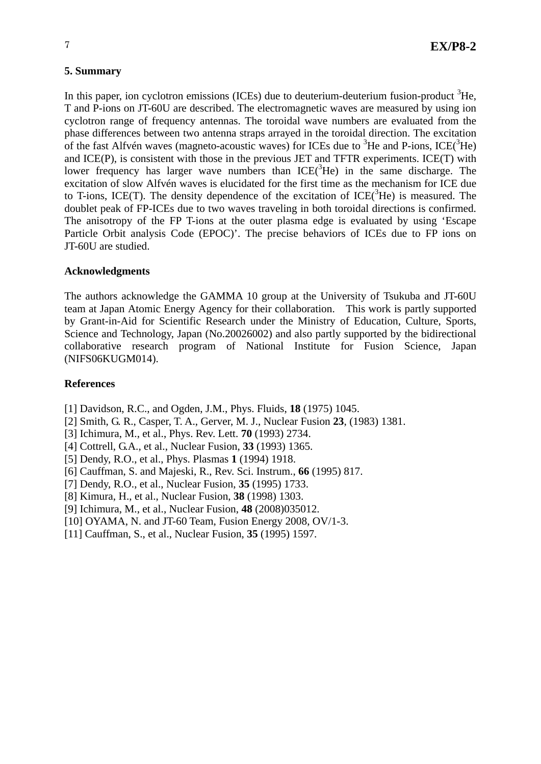## 5. Summary

In this paper, ion cyclotron emissions (ICEs) due to deuterium-deuterium fusion-product $^3$He, T and P-ions on JT-60U are described. The electromagnetic waves are measured by using ion cyclotron range of frequency antennas. The toroidal wave numbers are evaluated from the phase differences between two antenna straps arrayed in the toroidal direction. The excitation of the fast Alfvén waves (magneto-acoustic waves) for ICEs due to $^3$He and P-ions, ICE($^3$He) and ICE(P), is consistent with those in the previous JET and TFTR experiments. ICE(T) with lower frequency has larger wave numbers than ICE($^3$He) in the same discharge. The excitation of slow Alfvén waves is elucidated for the first time as the mechanism for ICE due to T-ions, ICE(T). The density dependence of the excitation of ICE($^3$He) is measured. The doublet peak of FP-ICEs due to two waves traveling in both toroidal directions is confirmed. The anisotropy of the FP T-ions at the outer plasma edge is evaluated by using 'Escape Particle Orbit analysis Code (EPOC)'. The precise behaviors of ICEs due to FP ions on JT-60U are studied.

## Acknowledgments

The authors acknowledge the GAMMA 10 group at the University of Tsukuba and JT-60U team at Japan Atomic Energy Agency for their collaboration. This work is partly supported by Grant-in-Aid for Scientific Research under the Ministry of Education, Culture, Sports, Science and Technology, Japan (No.20026002) and also partly supported by the bidirectional collaborative research program of National Institute for Fusion Science, Japan (NIFS06KUGM014).

## References

[1] Davidson, R.C., and Ogden, J.M., Phys. Fluids, **18** (1975) 1045.
[2] Smith, G. R., Casper, T. A., Gerver, M. J., Nuclear Fusion **23**, (1983) 1381.
[3] Ichimura, M., et al., Phys. Rev. Lett. **70** (1993) 2734.
[4] Cottrell, G.A., et al., Nuclear Fusion, **33** (1993) 1365.
[5] Dendy, R.O., et al., Phys. Plasmas **1** (1994) 1918.
[6] Cauffman, S. and Majeski, R., Rev. Sci. Instrum., **66** (1995) 817.
[7] Dendy, R.O., et al., Nuclear Fusion, **35** (1995) 1733.
[8] Kimura, H., et al., Nuclear Fusion, **38** (1998) 1303.
[9] Ichimura, M., et al., Nuclear Fusion, **48** (2008)035012.
[10] OYAMA, N. and JT-60 Team, Fusion Energy 2008, OV/1-3.
[11] Cauffman, S., et al., Nuclear Fusion, **35** (1995) 1597.